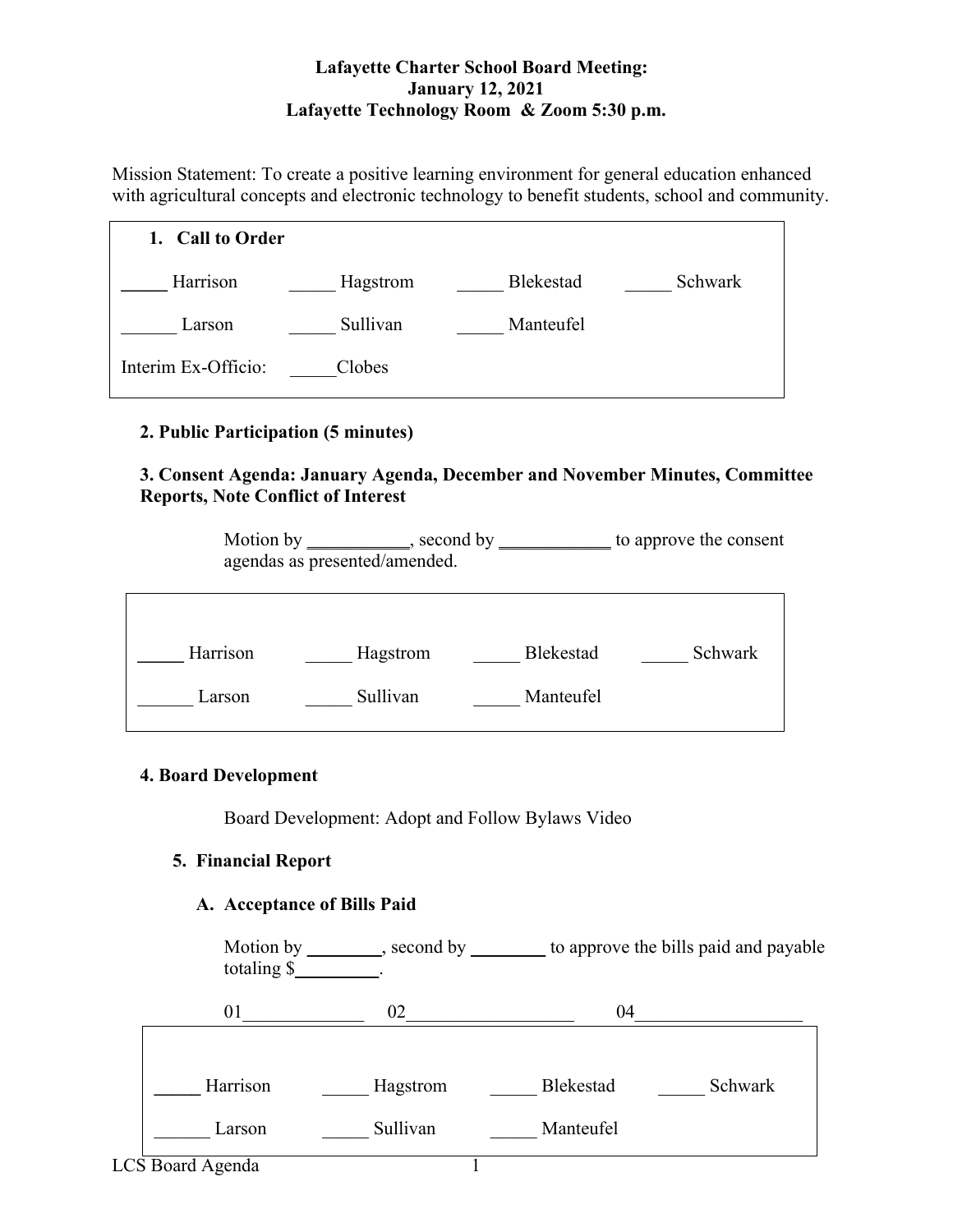**Lafayette Charter School Board Meeting:**
**January 12, 2021**
**Lafayette Technology Room & Zoom 5:30 p.m.**

Mission Statement: To create a positive learning environment for general education enhanced with agricultural concepts and electronic technology to benefit students, school and community.

## 1. Call to Order

_____ Harrison _____ Hagstrom _____ Blekestad _____ Schwark

______ Larson _____ Sullivan _____ Manteufel

Interim Ex-Officio: _____Clobes

## 2. Public Participation (5 minutes)

## 3. Consent Agenda: January Agenda, December and November Minutes, Committee Reports, Note Conflict of Interest

Motion by ___________, second by ____________ to approve the consent agendas as presented/amended.

_____ Harrison _____ Hagstrom _____ Blekestad _____ Schwark

______ Larson _____ Sullivan _____ Manteufel

## 4. Board Development

Board Development: Adopt and Follow Bylaws Video

## 5. Financial Report

### A. Acceptance of Bills Paid

Motion by ________, second by ________ to approve the bills paid and payable totaling $_________.

01_____________ 02__________________ 04__________________

_____ Harrison _____ Hagstrom _____ Blekestad _____ Schwark

______ Larson _____ Sullivan _____ Manteufel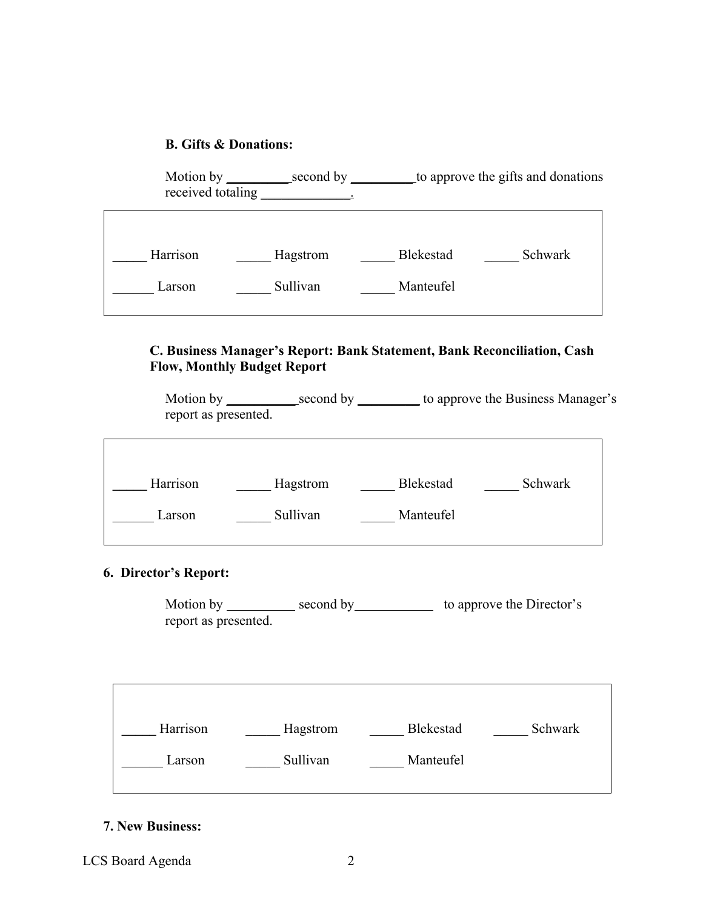**B. Gifts & Donations:**

Motion by __________ second by __________ to approve the gifts and donations received totaling ______________.

| | | | |
|---|---|---|---|
| _____ Harrison | _____ Hagstrom | _____ Blekestad | _____ Schwark |
| ______ Larson | _____ Sullivan | _____ Manteufel | |

**C. Business Manager's Report: Bank Statement, Bank Reconciliation, Cash Flow, Monthly Budget Report**

Motion by ___________ second by __________ to approve the Business Manager's report as presented.

| | | | |
|---|---|---|---|
| _____ Harrison | _____ Hagstrom | _____ Blekestad | _____ Schwark |
| ______ Larson | _____ Sullivan | _____ Manteufel | |

**6. Director's Report:**

Motion by __________ second by ____________ to approve the Director's report as presented.

| | | | |
|---|---|---|---|
| _____ Harrison | _____ Hagstrom | _____ Blekestad | _____ Schwark |
| ______ Larson | _____ Sullivan | _____ Manteufel | |

**7. New Business:**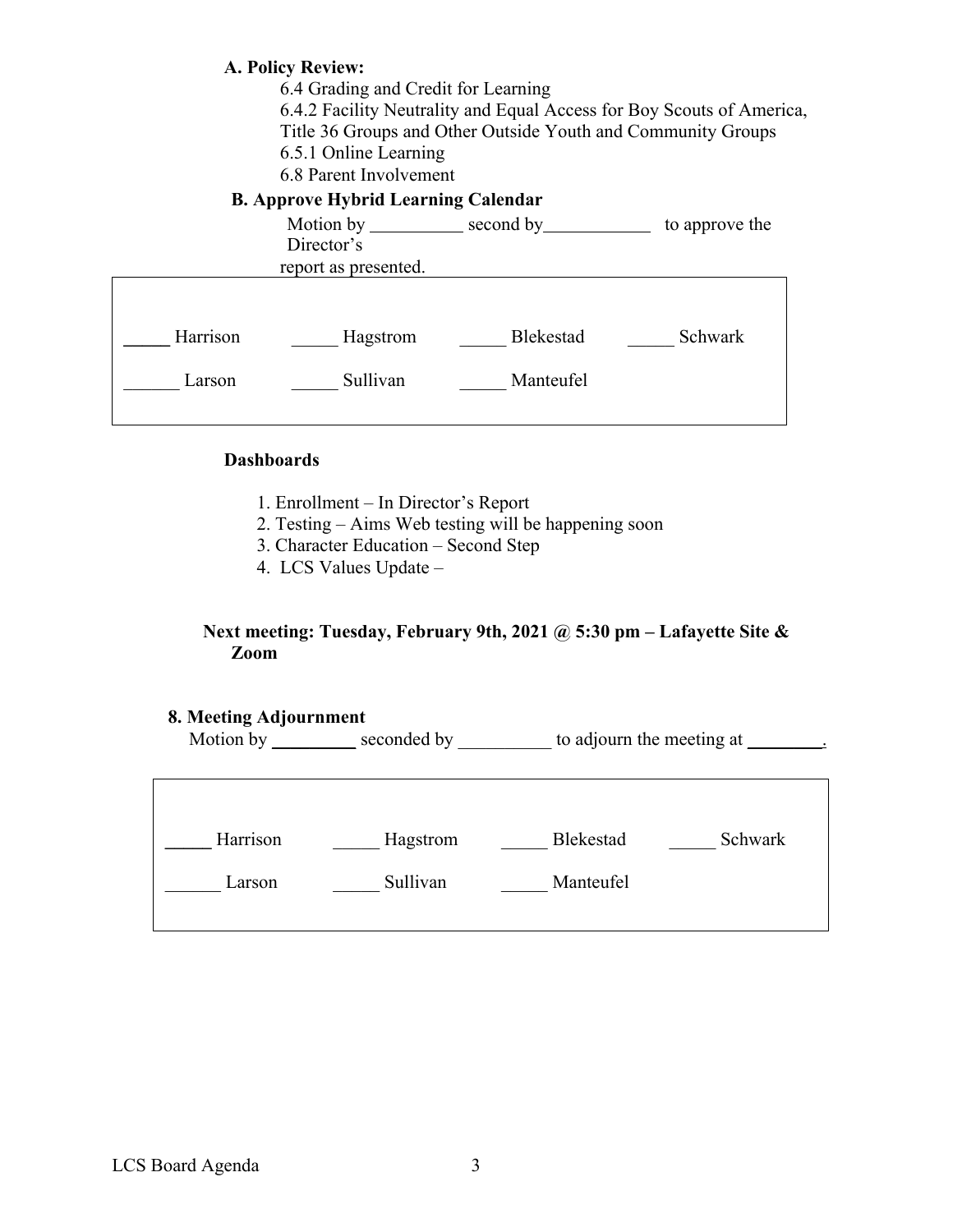**A. Policy Review:**

6.4 Grading and Credit for Learning
6.4.2 Facility Neutrality and Equal Access for Boy Scouts of America, Title 36 Groups and Other Outside Youth and Community Groups
6.5.1 Online Learning
6.8 Parent Involvement

**B. Approve Hybrid Learning Calendar**

Motion by __________ second by____________ to approve the Director's report as presented.

| | | | |
|---|---|---|---|
| _____ Harrison | _____ Hagstrom | _____ Blekestad | _____ Schwark |
| ______ Larson | _____ Sullivan | _____ Manteufel | |

**Dashboards**

1. Enrollment – In Director's Report
2. Testing – Aims Web testing will be happening soon
3. Character Education – Second Step
4. LCS Values Update –

**Next meeting: Tuesday, February 9th, 2021 @ 5:30 pm – Lafayette Site & Zoom**

**8. Meeting Adjournment**

Motion by _________ seconded by __________ to adjourn the meeting at ________.

| | | | |
|---|---|---|---|
| _____ Harrison | _____ Hagstrom | _____ Blekestad | _____ Schwark |
| ______ Larson | _____ Sullivan | _____ Manteufel | |